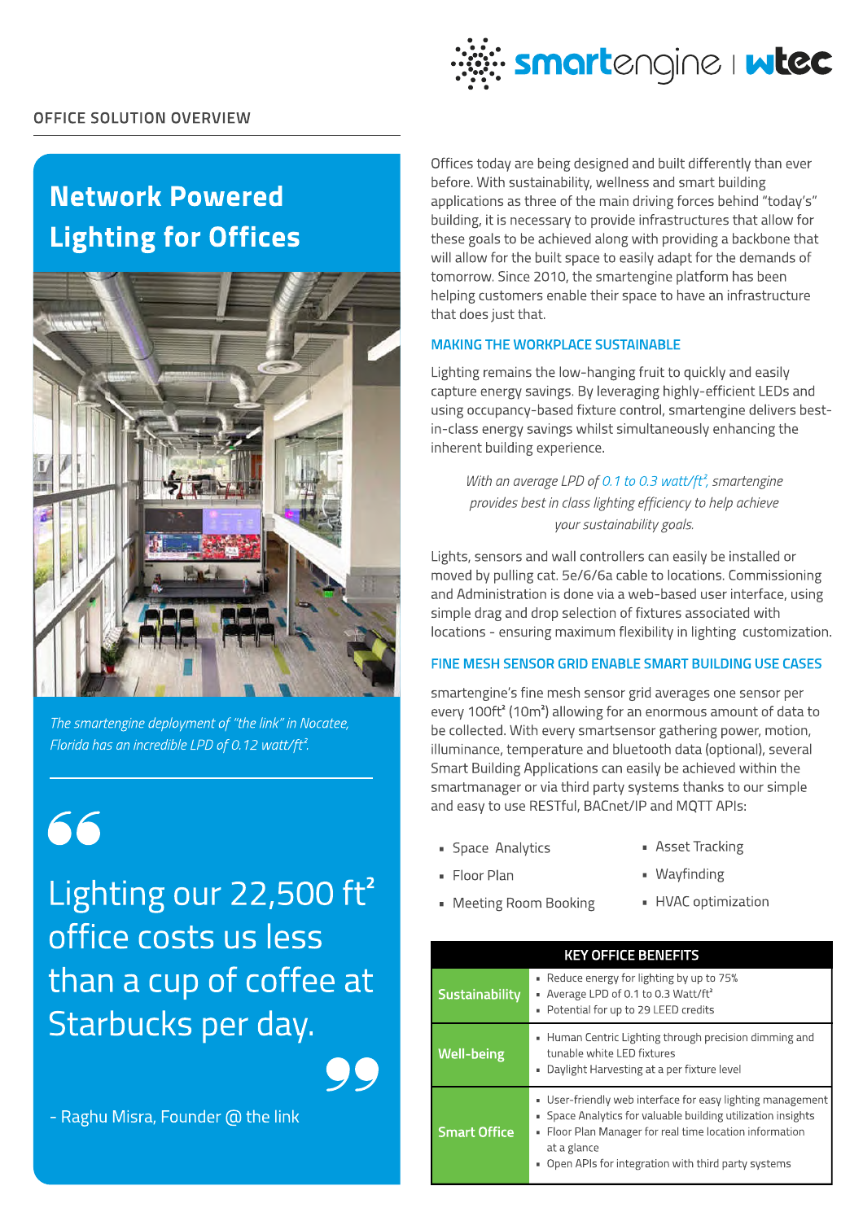OFFICE SOLUTION OVERVIEW

# Network Powered Lighting for Offices

*The smartengine deployment of "the link" in Nocatee, Florida has an incredible LPD of 0.12 watt/ft².*

> Lighting our 22,500 ft² office costs us less than a cup of coffee at Starbucks per day.
>
> \- Raghu Misra, Founder @ the link

Offices today are being designed and built differently than ever before. With sustainability, wellness and smart building applications as three of the main driving forces behind "today's" building, it is necessary to provide infrastructures that allow for these goals to be achieved along with providing a backbone that will allow for the built space to easily adapt for the demands of tomorrow. Since 2010, the smartengine platform has been helping customers enable their space to have an infrastructure that does just that.

## MAKING THE WORKPLACE SUSTAINABLE

Lighting remains the low-hanging fruit to quickly and easily capture energy savings. By leveraging highly-efficient LEDs and using occupancy-based fixture control, smartengine delivers best-in-class energy savings whilst simultaneously enhancing the inherent building experience.

*With an average LPD of 0.1 to 0.3 watt/ft², smartengine provides best in class lighting efficiency to help achieve your sustainability goals.*

Lights, sensors and wall controllers can easily be installed or moved by pulling cat. 5e/6/6a cable to locations. Commissioning and Administration is done via a web-based user interface, using simple drag and drop selection of fixtures associated with locations - ensuring maximum flexibility in lighting customization.

## FINE MESH SENSOR GRID ENABLE SMART BUILDING USE CASES

smartengine's fine mesh sensor grid averages one sensor per every 100ft² (10m²) allowing for an enormous amount of data to be collected. With every smartsensor gathering power, motion, illuminance, temperature and bluetooth data (optional), several Smart Building Applications can easily be achieved within the smartmanager or via third party systems thanks to our simple and easy to use RESTful, BACnet/IP and MQTT APIs:

- Space Analytics
- Floor Plan
- Meeting Room Booking
- Asset Tracking
- Wayfinding
- HVAC optimization

| KEY OFFICE BENEFITS | |
|---|---|
| **Sustainability** | ▪ Reduce energy for lighting by up to 75%<br>▪ Average LPD of 0.1 to 0.3 Watt/ft²<br>▪ Potential for up to 29 LEED credits |
| **Well-being** | ▪ Human Centric Lighting through precision dimming and tunable white LED fixtures<br>▪ Daylight Harvesting at a per fixture level |
| **Smart Office** | ▪ User-friendly web interface for easy lighting management<br>▪ Space Analytics for valuable building utilization insights<br>▪ Floor Plan Manager for real time location information at a glance<br>▪ Open APIs for integration with third party systems |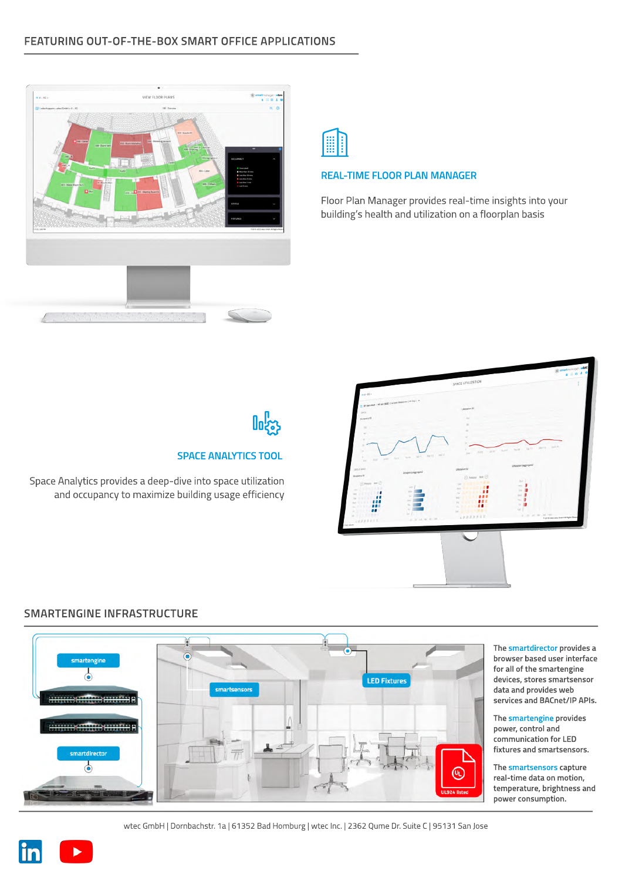## FEATURING OUT-OF-THE-BOX SMART OFFICE APPLICATIONS

### REAL-TIME FLOOR PLAN MANAGER

Floor Plan Manager provides real-time insights into your building's health and utilization on a floorplan basis

### SPACE ANALYTICS TOOL

Space Analytics provides a deep-dive into space utilization and occupancy to maximize building usage efficiency

## SMARTENGINE INFRASTRUCTURE

smartengine

smartdirector

smartsensors

LED Fixtures

UL924 listed

The smartdirector provides a browser based user interface for all of the smartengine devices, stores smartsensor data and provides web services and BACnet/IP APIs.

The smartengine provides power, control and communication for LED fixtures and smartsensors.

The smartsensors capture real-time data on motion, temperature, brightness and power consumption.

wtec GmbH | Dornbachstr. 1a | 61352 Bad Homburg | wtec Inc. | 2362 Qume Dr. Suite C | 95131 San Jose